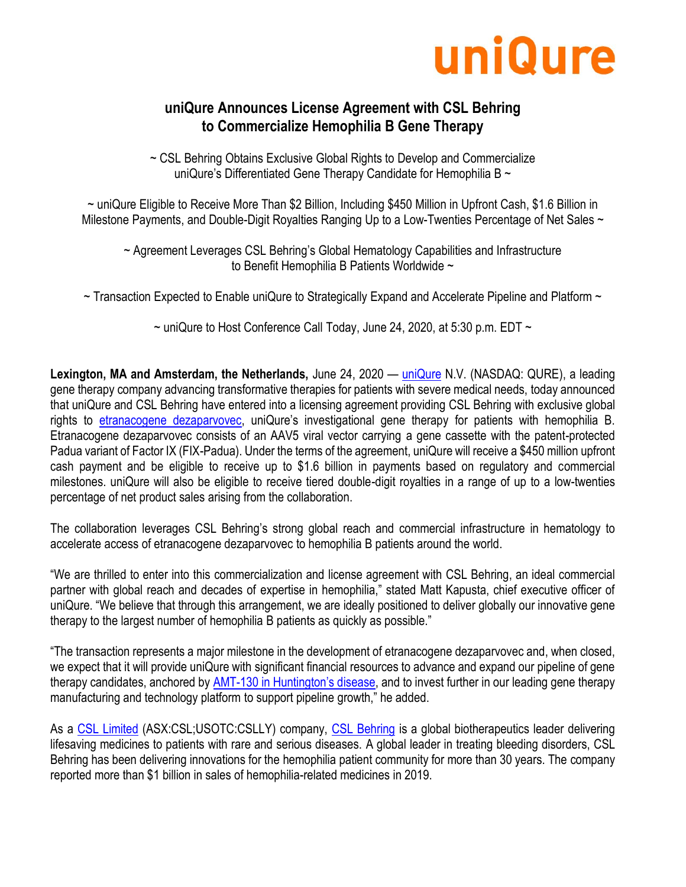uniQure

# uniQure Announces License Agreement with CSL Behring to Commercialize Hemophilia B Gene Therapy

~ CSL Behring Obtains Exclusive Global Rights to Develop and Commercialize uniQure's Differentiated Gene Therapy Candidate for Hemophilia B ~

~ uniQure Eligible to Receive More Than $2 Billion, Including $450 Million in Upfront Cash, $1.6 Billion in Milestone Payments, and Double-Digit Royalties Ranging Up to a Low-Twenties Percentage of Net Sales ~

~ Agreement Leverages CSL Behring's Global Hematology Capabilities and Infrastructure to Benefit Hemophilia B Patients Worldwide ~

~ Transaction Expected to Enable uniQure to Strategically Expand and Accelerate Pipeline and Platform ~

~ uniQure to Host Conference Call Today, June 24, 2020, at 5:30 p.m. EDT ~

**Lexington, MA and Amsterdam, the Netherlands,** June 24, 2020 — uniQure N.V. (NASDAQ: QURE), a leading gene therapy company advancing transformative therapies for patients with severe medical needs, today announced that uniQure and CSL Behring have entered into a licensing agreement providing CSL Behring with exclusive global rights to etranacogene dezaparvovec, uniQure's investigational gene therapy for patients with hemophilia B. Etranacogene dezaparvovec consists of an AAV5 viral vector carrying a gene cassette with the patent-protected Padua variant of Factor IX (FIX-Padua). Under the terms of the agreement, uniQure will receive a $450 million upfront cash payment and be eligible to receive up to $1.6 billion in payments based on regulatory and commercial milestones. uniQure will also be eligible to receive tiered double-digit royalties in a range of up to a low-twenties percentage of net product sales arising from the collaboration.

The collaboration leverages CSL Behring's strong global reach and commercial infrastructure in hematology to accelerate access of etranacogene dezaparvovec to hemophilia B patients around the world.

"We are thrilled to enter into this commercialization and license agreement with CSL Behring, an ideal commercial partner with global reach and decades of expertise in hemophilia," stated Matt Kapusta, chief executive officer of uniQure. "We believe that through this arrangement, we are ideally positioned to deliver globally our innovative gene therapy to the largest number of hemophilia B patients as quickly as possible."

"The transaction represents a major milestone in the development of etranacogene dezaparvovec and, when closed, we expect that it will provide uniQure with significant financial resources to advance and expand our pipeline of gene therapy candidates, anchored by AMT-130 in Huntington's disease, and to invest further in our leading gene therapy manufacturing and technology platform to support pipeline growth," he added.

As a CSL Limited (ASX:CSL;USOTC:CSLLY) company, CSL Behring is a global biotherapeutics leader delivering lifesaving medicines to patients with rare and serious diseases. A global leader in treating bleeding disorders, CSL Behring has been delivering innovations for the hemophilia patient community for more than 30 years. The company reported more than $1 billion in sales of hemophilia-related medicines in 2019.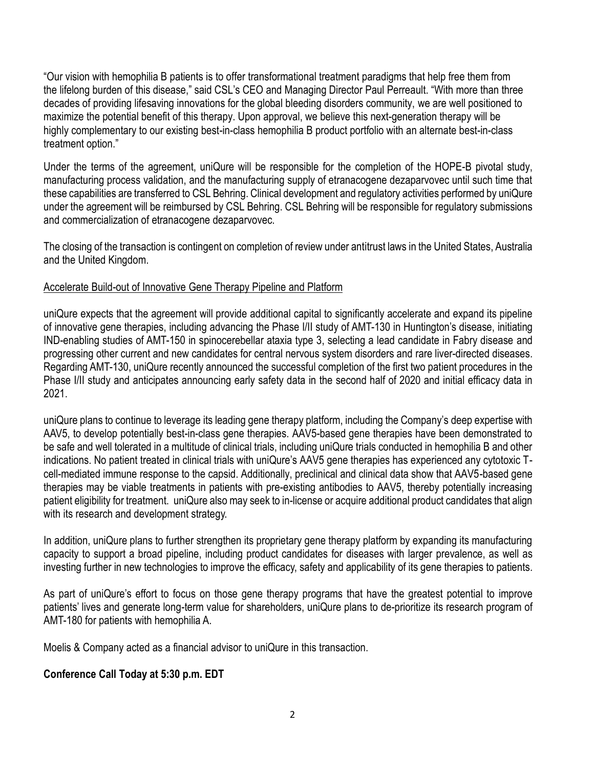"Our vision with hemophilia B patients is to offer transformational treatment paradigms that help free them from the lifelong burden of this disease," said CSL's CEO and Managing Director Paul Perreault. "With more than three decades of providing lifesaving innovations for the global bleeding disorders community, we are well positioned to maximize the potential benefit of this therapy. Upon approval, we believe this next-generation therapy will be highly complementary to our existing best-in-class hemophilia B product portfolio with an alternate best-in-class treatment option."

Under the terms of the agreement, uniQure will be responsible for the completion of the HOPE-B pivotal study, manufacturing process validation, and the manufacturing supply of etranacogene dezaparvovec until such time that these capabilities are transferred to CSL Behring. Clinical development and regulatory activities performed by uniQure under the agreement will be reimbursed by CSL Behring. CSL Behring will be responsible for regulatory submissions and commercialization of etranacogene dezaparvovec.

The closing of the transaction is contingent on completion of review under antitrust laws in the United States, Australia and the United Kingdom.

Accelerate Build-out of Innovative Gene Therapy Pipeline and Platform

uniQure expects that the agreement will provide additional capital to significantly accelerate and expand its pipeline of innovative gene therapies, including advancing the Phase I/II study of AMT-130 in Huntington's disease, initiating IND-enabling studies of AMT-150 in spinocerebellar ataxia type 3, selecting a lead candidate in Fabry disease and progressing other current and new candidates for central nervous system disorders and rare liver-directed diseases. Regarding AMT-130, uniQure recently announced the successful completion of the first two patient procedures in the Phase I/II study and anticipates announcing early safety data in the second half of 2020 and initial efficacy data in 2021.

uniQure plans to continue to leverage its leading gene therapy platform, including the Company's deep expertise with AAV5, to develop potentially best-in-class gene therapies. AAV5-based gene therapies have been demonstrated to be safe and well tolerated in a multitude of clinical trials, including uniQure trials conducted in hemophilia B and other indications. No patient treated in clinical trials with uniQure's AAV5 gene therapies has experienced any cytotoxic T-cell-mediated immune response to the capsid. Additionally, preclinical and clinical data show that AAV5-based gene therapies may be viable treatments in patients with pre-existing antibodies to AAV5, thereby potentially increasing patient eligibility for treatment. uniQure also may seek to in-license or acquire additional product candidates that align with its research and development strategy.

In addition, uniQure plans to further strengthen its proprietary gene therapy platform by expanding its manufacturing capacity to support a broad pipeline, including product candidates for diseases with larger prevalence, as well as investing further in new technologies to improve the efficacy, safety and applicability of its gene therapies to patients.

As part of uniQure's effort to focus on those gene therapy programs that have the greatest potential to improve patients' lives and generate long-term value for shareholders, uniQure plans to de-prioritize its research program of AMT-180 for patients with hemophilia A.

Moelis & Company acted as a financial advisor to uniQure in this transaction.

**Conference Call Today at 5:30 p.m. EDT**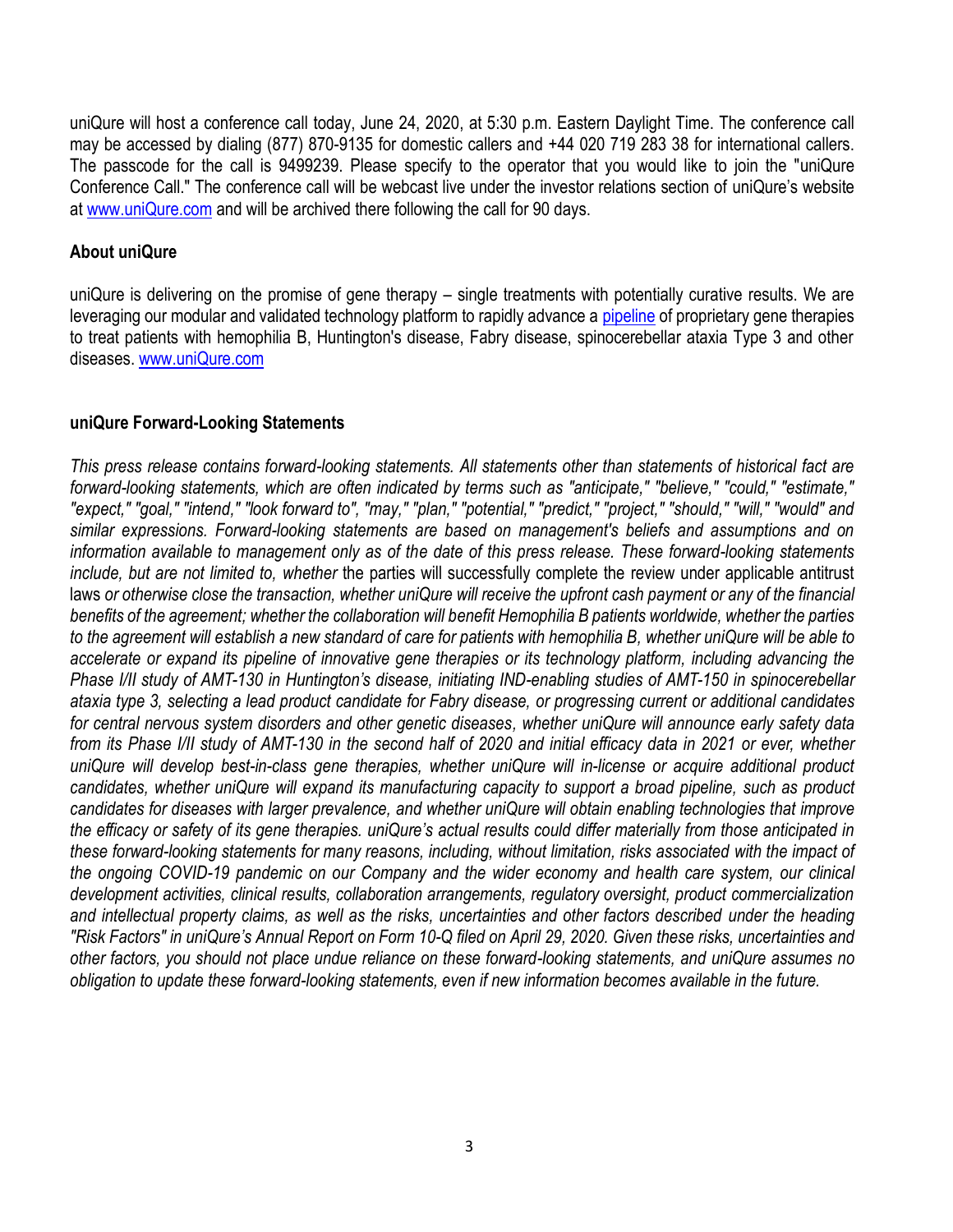uniQure will host a conference call today, June 24, 2020, at 5:30 p.m. Eastern Daylight Time. The conference call may be accessed by dialing (877) 870-9135 for domestic callers and +44 020 719 283 38 for international callers. The passcode for the call is 9499239. Please specify to the operator that you would like to join the "uniQure Conference Call." The conference call will be webcast live under the investor relations section of uniQure's website at [www.uniQure.com](www.uniQure.com) and will be archived there following the call for 90 days.

**About uniQure**

uniQure is delivering on the promise of gene therapy – single treatments with potentially curative results. We are leveraging our modular and validated technology platform to rapidly advance a [pipeline]() of proprietary gene therapies to treat patients with hemophilia B, Huntington's disease, Fabry disease, spinocerebellar ataxia Type 3 and other diseases. [www.uniQure.com](www.uniQure.com)

**uniQure Forward-Looking Statements**

*This press release contains forward-looking statements. All statements other than statements of historical fact are forward-looking statements, which are often indicated by terms such as "anticipate," "believe," "could," "estimate," "expect," "goal," "intend," "look forward to", "may," "plan," "potential," "predict," "project," "should," "will," "would" and similar expressions. Forward-looking statements are based on management's beliefs and assumptions and on information available to management only as of the date of this press release. These forward-looking statements include, but are not limited to, whether* the parties will successfully complete the review under applicable antitrust laws *or otherwise close the transaction, whether uniQure will receive the upfront cash payment or any of the financial benefits of the agreement; whether the collaboration will benefit Hemophilia B patients worldwide, whether the parties to the agreement will establish a new standard of care for patients with hemophilia B, whether uniQure will be able to accelerate or expand its pipeline of innovative gene therapies or its technology platform, including advancing the Phase I/II study of AMT-130 in Huntington's disease, initiating IND-enabling studies of AMT-150 in spinocerebellar ataxia type 3, selecting a lead product candidate for Fabry disease, or progressing current or additional candidates for central nervous system disorders and other genetic diseases, whether uniQure will announce early safety data from its Phase I/II study of AMT-130 in the second half of 2020 and initial efficacy data in 2021 or ever, whether uniQure will develop best-in-class gene therapies, whether uniQure will in-license or acquire additional product candidates, whether uniQure will expand its manufacturing capacity to support a broad pipeline, such as product candidates for diseases with larger prevalence, and whether uniQure will obtain enabling technologies that improve the efficacy or safety of its gene therapies. uniQure's actual results could differ materially from those anticipated in these forward-looking statements for many reasons, including, without limitation, risks associated with the impact of the ongoing COVID-19 pandemic on our Company and the wider economy and health care system, our clinical development activities, clinical results, collaboration arrangements, regulatory oversight, product commercialization and intellectual property claims, as well as the risks, uncertainties and other factors described under the heading "Risk Factors" in uniQure's Annual Report on Form 10-Q filed on April 29, 2020. Given these risks, uncertainties and other factors, you should not place undue reliance on these forward-looking statements, and uniQure assumes no obligation to update these forward-looking statements, even if new information becomes available in the future.*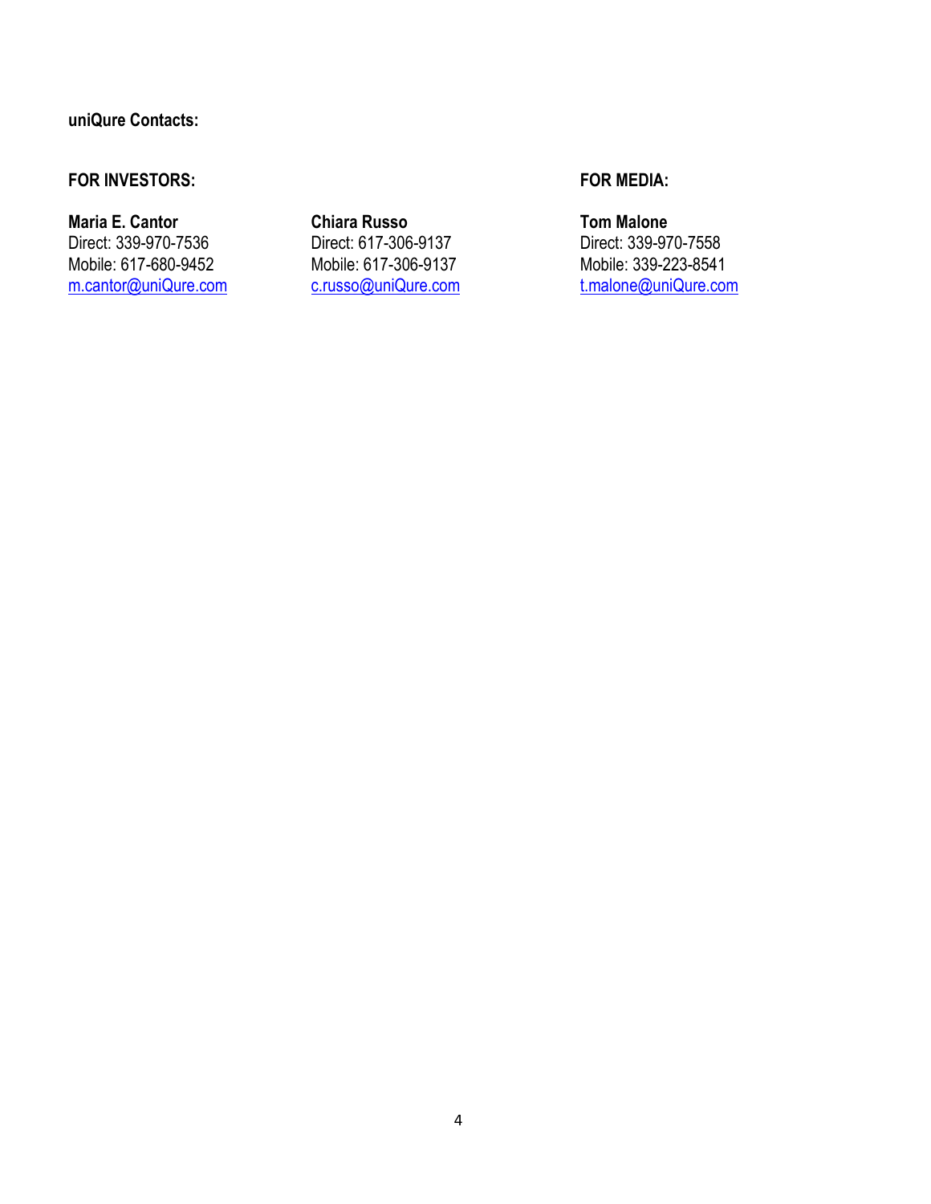**uniQure Contacts:**

**FOR INVESTORS:**

**Maria E. Cantor**
Direct: 339-970-7536
Mobile: 617-680-9452
m.cantor@uniQure.com

**Chiara Russo**
Direct: 617-306-9137
Mobile: 617-306-9137
c.russo@uniQure.com

**FOR MEDIA:**

**Tom Malone**
Direct: 339-970-7558
Mobile: 339-223-8541
t.malone@uniQure.com